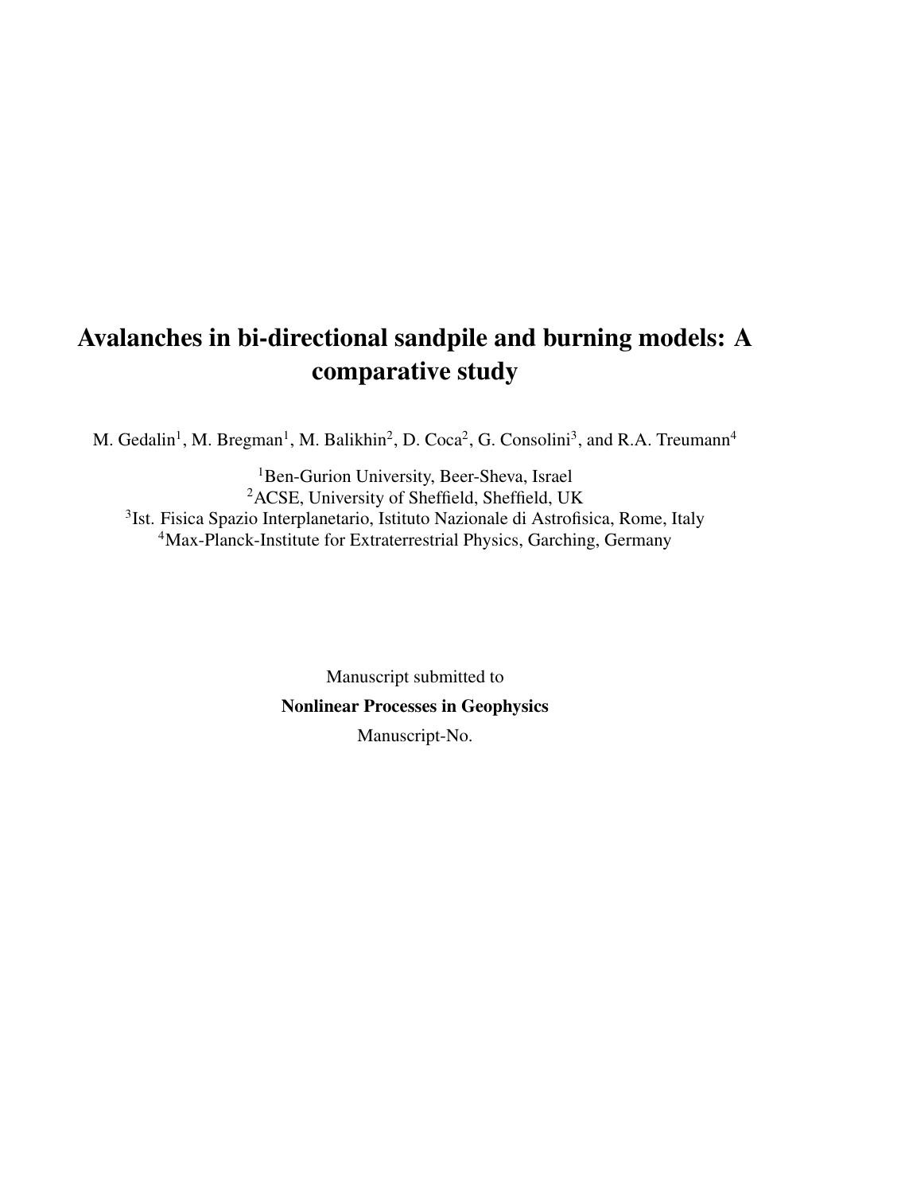# Avalanches in bi-directional sandpile and burning models: A comparative study

M. Gedalin[1], M. Bregman[1], M. Balikhin[2], D. Coca[2], G. Consolini[3], and R.A. Treumann[4]

[1]Ben-Gurion University, Beer-Sheva, Israel
[2]ACSE, University of Sheffield, Sheffield, UK
[3]Ist. Fisica Spazio Interplanetario, Istituto Nazionale di Astrofisica, Rome, Italy
[4]Max-Planck-Institute for Extraterrestrial Physics, Garching, Germany

Manuscript submitted to

**Nonlinear Processes in Geophysics**

Manuscript-No.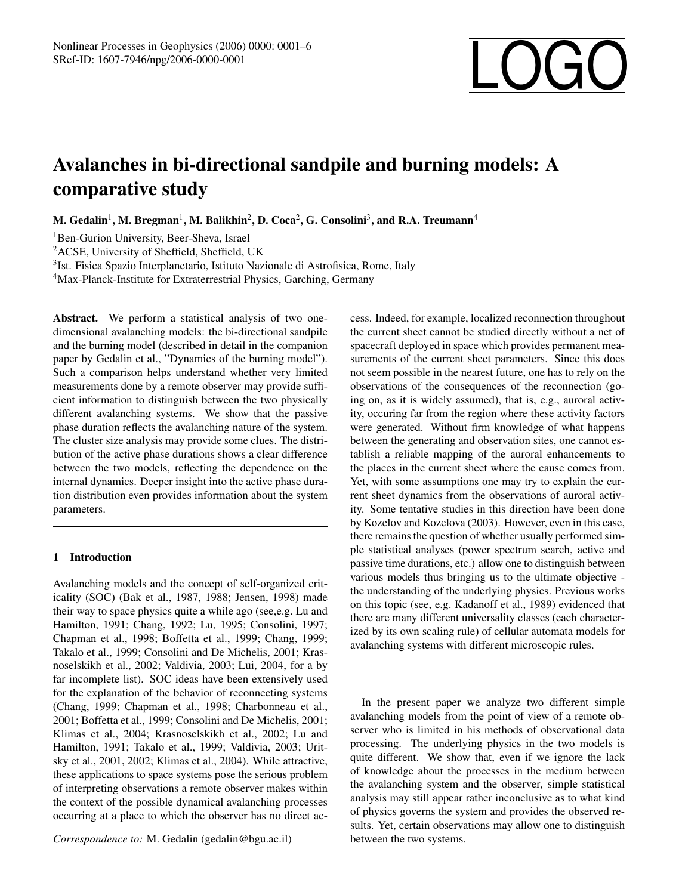# Avalanches in bi-directional sandpile and burning models: A comparative study

**M. Gedalin[1], M. Bregman[1], M. Balikhin[2], D. Coca[2], G. Consolini[3], and R.A. Treumann[4]**

[1]Ben-Gurion University, Beer-Sheva, Israel

[2]ACSE, University of Sheffield, Sheffield, UK

[3]Ist. Fisica Spazio Interplanetario, Istituto Nazionale di Astrofisica, Rome, Italy

[4]Max-Planck-Institute for Extraterrestrial Physics, Garching, Germany

**Abstract.** We perform a statistical analysis of two one-dimensional avalanching models: the bi-directional sandpile and the burning model (described in detail in the companion paper by Gedalin et al., "Dynamics of the burning model"). Such a comparison helps understand whether very limited measurements done by a remote observer may provide sufficient information to distinguish between the two physically different avalanching systems. We show that the passive phase duration reflects the avalanching nature of the system. The cluster size analysis may provide some clues. The distribution of the active phase durations shows a clear difference between the two models, reflecting the dependence on the internal dynamics. Deeper insight into the active phase duration distribution even provides information about the system parameters.

## 1 Introduction

Avalanching models and the concept of self-organized criticality (SOC) (Bak et al., 1987, 1988; Jensen, 1998) made their way to space physics quite a while ago (see,e.g. Lu and Hamilton, 1991; Chang, 1992; Lu, 1995; Consolini, 1997; Chapman et al., 1998; Boffetta et al., 1999; Chang, 1999; Takalo et al., 1999; Consolini and De Michelis, 2001; Krasnoselskikh et al., 2002; Valdivia, 2003; Lui, 2004, for a by far incomplete list). SOC ideas have been extensively used for the explanation of the behavior of reconnecting systems (Chang, 1999; Chapman et al., 1998; Charbonneau et al., 2001; Boffetta et al., 1999; Consolini and De Michelis, 2001; Klimas et al., 2004; Krasnoselskikh et al., 2002; Lu and Hamilton, 1991; Takalo et al., 1999; Valdivia, 2003; Uritsky et al., 2001, 2002; Klimas et al., 2004). While attractive, these applications to space systems pose the serious problem of interpreting observations a remote observer makes within the context of the possible dynamical avalanching processes occurring at a place to which the observer has no direct access. Indeed, for example, localized reconnection throughout the current sheet cannot be studied directly without a net of spacecraft deployed in space which provides permanent measurements of the current sheet parameters. Since this does not seem possible in the nearest future, one has to rely on the observations of the consequences of the reconnection (going on, as it is widely assumed), that is, e.g., auroral activity, occuring far from the region where these activity factors were generated. Without firm knowledge of what happens between the generating and observation sites, one cannot establish a reliable mapping of the auroral enhancements to the places in the current sheet where the cause comes from. Yet, with some assumptions one may try to explain the current sheet dynamics from the observations of auroral activity. Some tentative studies in this direction have been done by Kozelov and Kozelova (2003). However, even in this case, there remains the question of whether usually performed simple statistical analyses (power spectrum search, active and passive time durations, etc.) allow one to distinguish between various models thus bringing us to the ultimate objective - the understanding of the underlying physics. Previous works on this topic (see, e.g. Kadanoff et al., 1989) evidenced that there are many different universality classes (each characterized by its own scaling rule) of cellular automata models for avalanching systems with different microscopic rules.

In the present paper we analyze two different simple avalanching models from the point of view of a remote observer who is limited in his methods of observational data processing. The underlying physics in the two models is quite different. We show that, even if we ignore the lack of knowledge about the processes in the medium between the avalanching system and the observer, simple statistical analysis may still appear rather inconclusive as to what kind of physics governs the system and provides the observed results. Yet, certain observations may allow one to distinguish between the two systems.

*Correspondence to:* M. Gedalin (gedalin@bgu.ac.il)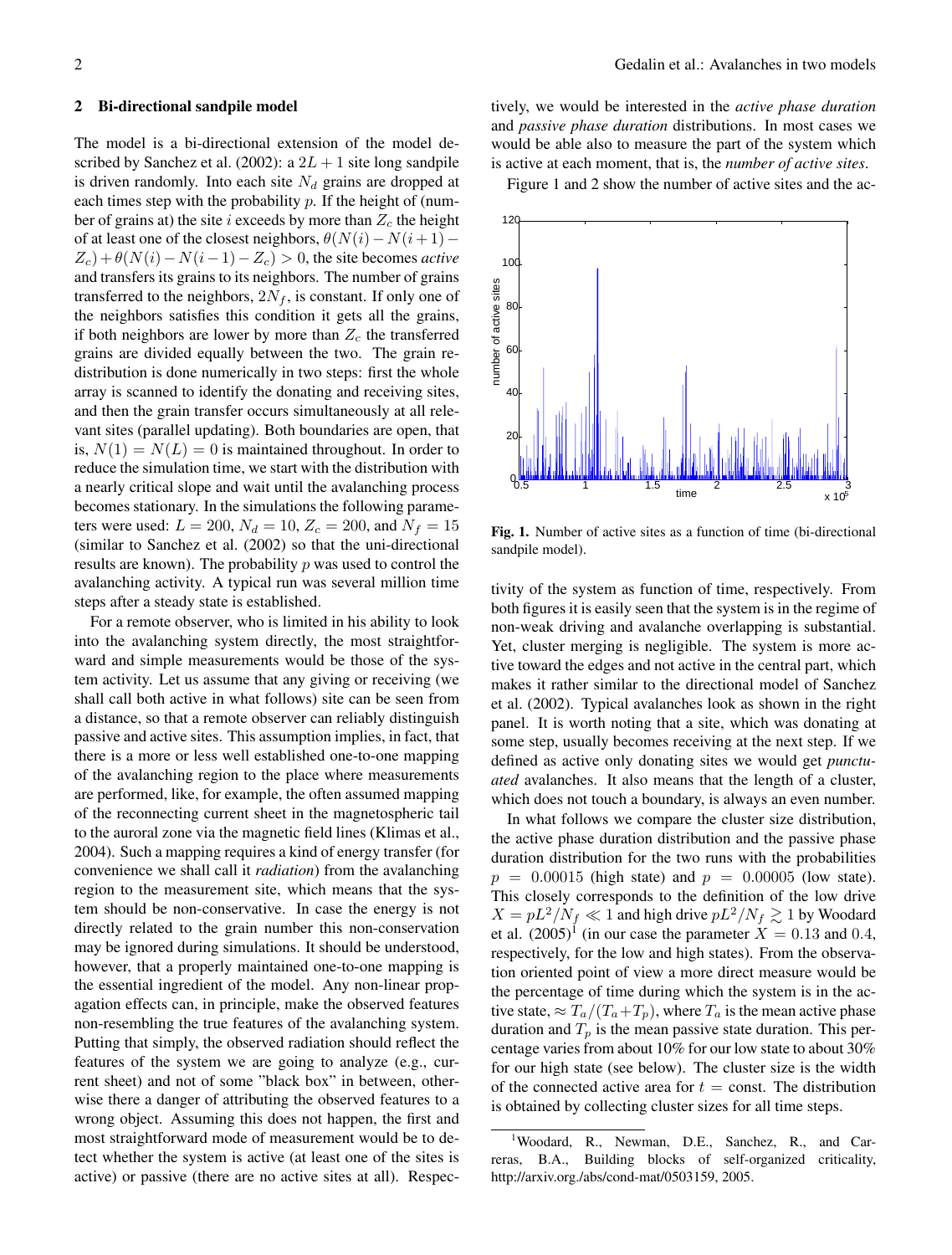## 2 Bi-directional sandpile model

The model is a bi-directional extension of the model described by Sanchez et al. (2002): a $2L + 1$ site long sandpile is driven randomly. Into each site $N_d$ grains are dropped at each times step with the probability $p$. If the height of (number of grains at) the site $i$ exceeds by more than $Z_c$ the height of at least one of the closest neighbors, $\theta(N(i) - N(i+1) - Z_c) + \theta(N(i) - N(i-1) - Z_c) > 0$, the site becomes *active* and transfers its grains to its neighbors. The number of grains transferred to the neighbors, $2N_f$, is constant. If only one of the neighbors satisfies this condition it gets all the grains, if both neighbors are lower by more than $Z_c$ the transferred grains are divided equally between the two. The grain redistribution is done numerically in two steps: first the whole array is scanned to identify the donating and receiving sites, and then the grain transfer occurs simultaneously at all relevant sites (parallel updating). Both boundaries are open, that is, $N(1) = N(L) = 0$ is maintained throughout. In order to reduce the simulation time, we start with the distribution with a nearly critical slope and wait until the avalanching process becomes stationary. In the simulations the following parameters were used: $L = 200$, $N_d = 10$, $Z_c = 200$, and $N_f = 15$ (similar to Sanchez et al. (2002) so that the uni-directional results are known). The probability $p$ was used to control the avalanching activity. A typical run was several million time steps after a steady state is established.

For a remote observer, who is limited in his ability to look into the avalanching system directly, the most straightforward and simple measurements would be those of the system activity. Let us assume that any giving or receiving (we shall call both active in what follows) site can be seen from a distance, so that a remote observer can reliably distinguish passive and active sites. This assumption implies, in fact, that there is a more or less well established one-to-one mapping of the avalanching region to the place where measurements are performed, like, for example, the often assumed mapping of the reconnecting current sheet in the magnetospheric tail to the auroral zone via the magnetic field lines (Klimas et al., 2004). Such a mapping requires a kind of energy transfer (for convenience we shall call it *radiation*) from the avalanching region to the measurement site, which means that the system should be non-conservative. In case the energy is not directly related to the grain number this non-conservation may be ignored during simulations. It should be understood, however, that a properly maintained one-to-one mapping is the essential ingredient of the model. Any non-linear propagation effects can, in principle, make the observed features non-resembling the true features of the avalanching system. Putting that simply, the observed radiation should reflect the features of the system we are going to analyze (e.g., current sheet) and not of some "black box" in between, otherwise there a danger of attributing the observed features to a wrong object. Assuming this does not happen, the first and most straightforward mode of measurement would be to detect whether the system is active (at least one of the sites is active) or passive (there are no active sites at all). Respectively, we would be interested in the *active phase duration* and *passive phase duration* distributions. In most cases we would be able also to measure the part of the system which is active at each moment, that is, the *number of active sites*.

Figure 1 and 2 show the number of active sites and the activity of the system as function of time, respectively. From both figures it is easily seen that the system is in the regime of non-weak driving and avalanche overlapping is substantial. Yet, cluster merging is negligible. The system is more active toward the edges and not active in the central part, which makes it rather similar to the directional model of Sanchez et al. (2002). Typical avalanches look as shown in the right panel. It is worth noting that a site, which was donating at some step, usually becomes receiving at the next step. If we defined as active only donating sites we would get *punctuated* avalanches. It also means that the length of a cluster, which does not touch a boundary, is always an even number.

**Fig. 1.** Number of active sites as a function of time (bi-directional sandpile model).

In what follows we compare the cluster size distribution, the active phase duration distribution and the passive phase duration distribution for the two runs with the probabilities $p = 0.00015$ (high state) and $p = 0.00005$ (low state). This closely corresponds to the definition of the low drive $X = pL^2/N_f \ll 1$ and high drive $pL^2/N_f \gtrsim 1$ by Woodard et al. (2005)[1] (in our case the parameter $X = 0.13$ and $0.4$, respectively, for the low and high states). From the observation oriented point of view a more direct measure would be the percentage of time during which the system is in the active state, $\approx T_a/(T_a+T_p)$, where $T_a$ is the mean active phase duration and $T_p$ is the mean passive state duration. This percentage varies from about 10% for our low state to about 30% for our high state (see below). The cluster size is the width of the connected active area for $t =$ const. The distribution is obtained by collecting cluster sizes for all time steps.

[1] Woodard, R., Newman, D.E., Sanchez, R., and Carreras, B.A., Building blocks of self-organized criticality, http://arxiv.org./abs/cond-mat/0503159, 2005.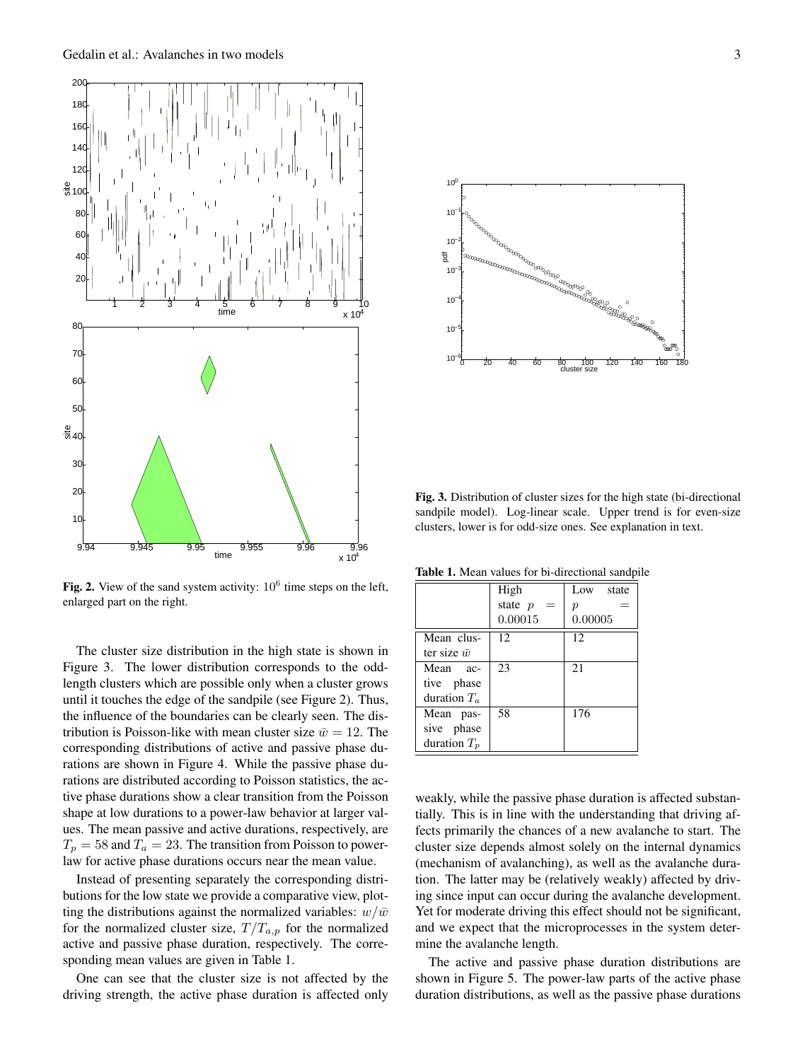Fig. 2. View of the sand system activity: $10^6$ time steps on the left, enlarged part on the right.

The cluster size distribution in the high state is shown in Figure 3. The lower distribution corresponds to the odd-length clusters which are possible only when a cluster grows until it touches the edge of the sandpile (see Figure 2). Thus, the influence of the boundaries can be clearly seen. The distribution is Poisson-like with mean cluster size $\bar{w} = 12$. The corresponding distributions of active and passive phase durations are shown in Figure 4. While the passive phase durations are distributed according to Poisson statistics, the active phase durations show a clear transition from the Poisson shape at low durations to a power-law behavior at larger values. The mean passive and active durations, respectively, are $T_p = 58$ and $T_a = 23$. The transition from Poisson to power-law for active phase durations occurs near the mean value.

Instead of presenting separately the corresponding distributions for the low state we provide a comparative view, plotting the distributions against the normalized variables: $w/\bar{w}$ for the normalized cluster size, $T/T_{a,p}$ for the normalized active and passive phase duration, respectively. The corresponding mean values are given in Table 1.

One can see that the cluster size is not affected by the driving strength, the active phase duration is affected only weakly, while the passive phase duration is affected substantially. This is in line with the understanding that driving affects primarily the chances of a new avalanche to start. The cluster size depends almost solely on the internal dynamics (mechanism of avalanching), as well as the avalanche duration. The latter may be (relatively weakly) affected by driving since input can occur during the avalanche development. Yet for moderate driving this effect should not be significant, and we expect that the microprocesses in the system determine the avalanche length.

The active and passive phase duration distributions are shown in Figure 5. The power-law parts of the active phase duration distributions, as well as the passive phase durations

Fig. 3. Distribution of cluster sizes for the high state (bi-directional sandpile model). Log-linear scale. Upper trend is for even-size clusters, lower is for odd-size ones. See explanation in text.

**Table 1.** Mean values for bi-directional sandpile

| | High state $p = 0.00015$ | Low state $p = 0.00005$ |
|---|---|---|
| Mean cluster size $\bar{w}$ | 12 | 12 |
| Mean active phase duration $T_a$ | 23 | 21 |
| Mean passive phase duration $T_p$ | 58 | 176 |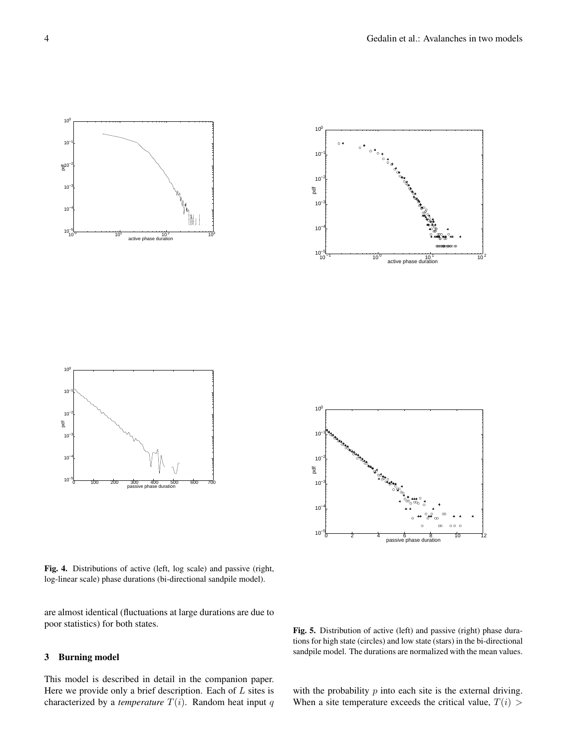Fig. 4. Distributions of active (left, log scale) and passive (right, log-linear scale) phase durations (bi-directional sandpile model).

are almost identical (fluctuations at large durations are due to poor statistics) for both states.

## 3 Burning model

This model is described in detail in the companion paper. Here we provide only a brief description. Each of $L$ sites is characterized by a *temperature* $T(i)$. Random heat input $q$ with the probability $p$ into each site is the external driving. When a site temperature exceeds the critical value, $T(i) >$

Fig. 5. Distribution of active (left) and passive (right) phase durations for high state (circles) and low state (stars) in the bi-directional sandpile model. The durations are normalized with the mean values.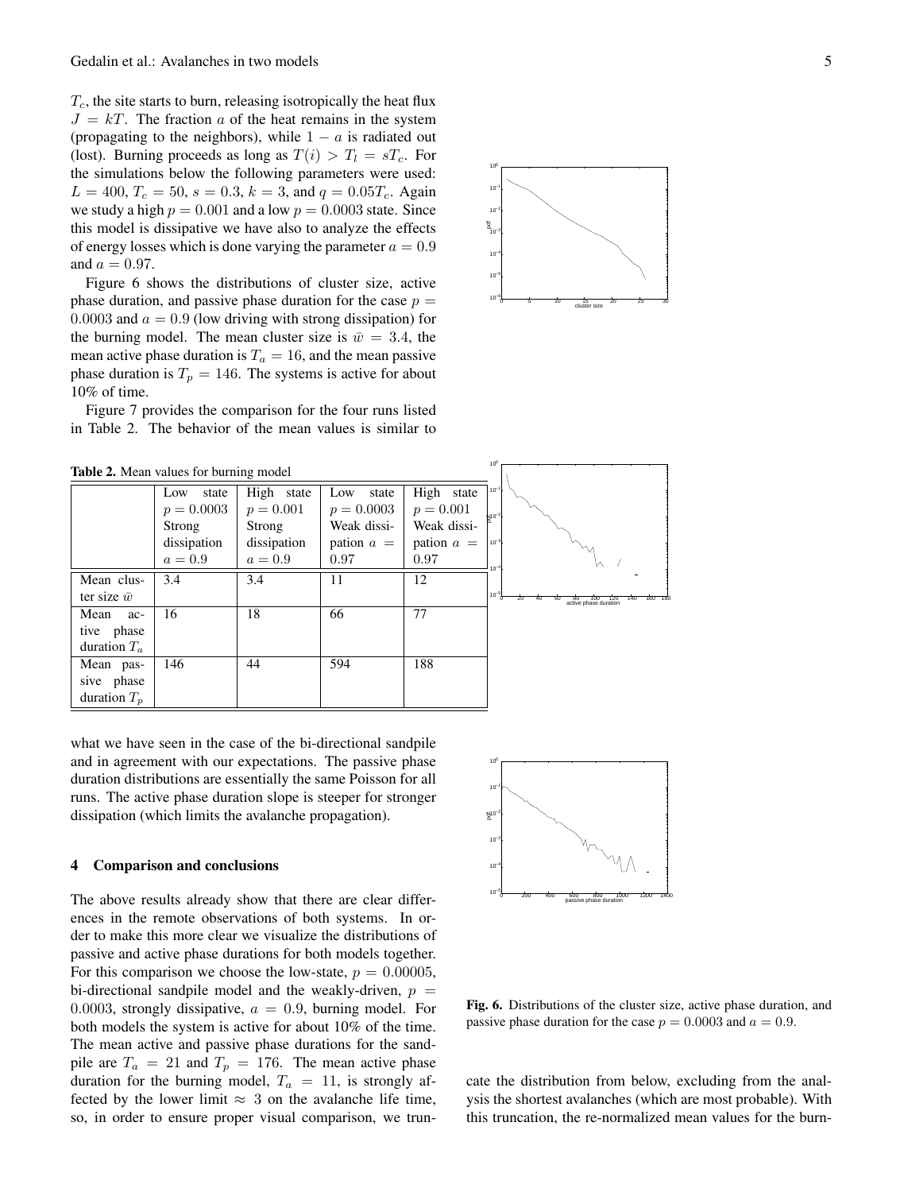$T_c$, the site starts to burn, releasing isotropically the heat flux $J = kT$. The fraction $a$ of the heat remains in the system (propagating to the neighbors), while $1-a$ is radiated out (lost). Burning proceeds as long as $T(i) > T_l = sT_c$. For the simulations below the following parameters were used: $L = 400$, $T_c = 50$, $s = 0.3$, $k = 3$, and $q = 0.05T_c$. Again we study a high $p = 0.001$ and a low $p = 0.0003$ state. Since this model is dissipative we have also to analyze the effects of energy losses which is done varying the parameter $a = 0.9$ and $a = 0.97$.

Figure 6 shows the distributions of cluster size, active phase duration, and passive phase duration for the case $p = 0.0003$ and $a = 0.9$ (low driving with strong dissipation) for the burning model. The mean cluster size is $\bar{w} = 3.4$, the mean active phase duration is $T_a = 16$, and the mean passive phase duration is $T_p = 146$. The systems is active for about 10% of time.

Figure 7 provides the comparison for the four runs listed in Table 2. The behavior of the mean values is similar to what we have seen in the case of the bi-directional sandpile and in agreement with our expectations. The passive phase duration distributions are essentially the same Poisson for all runs. The active phase duration slope is steeper for stronger dissipation (which limits the avalanche propagation).

**Table 2.** Mean values for burning model

| | Low state $p = 0.0003$ Strong dissipation $a = 0.9$ | High state $p = 0.001$ Strong dissipation $a = 0.9$ | Low state $p = 0.0003$ Weak dissipation $a = 0.97$ | High state $p = 0.001$ Weak dissipation $a = 0.97$ |
|---|---|---|---|---|
| Mean cluster size $\bar{w}$ | 3.4 | 3.4 | 11 | 12 |
| Mean active phase duration $T_a$ | 16 | 18 | 66 | 77 |
| Mean passive phase duration $T_p$ | 146 | 44 | 594 | 188 |

**Fig. 6.** Distributions of the cluster size, active phase duration, and passive phase duration for the case $p = 0.0003$ and $a = 0.9$.

## 4 Comparison and conclusions

The above results already show that there are clear differences in the remote observations of both systems. In order to make this more clear we visualize the distributions of passive and active phase durations for both models together. For this comparison we choose the low-state, $p = 0.00005$, bi-directional sandpile model and the weakly-driven, $p = 0.0003$, strongly dissipative, $a = 0.9$, burning model. For both models the system is active for about 10% of the time. The mean active and passive phase durations for the sandpile are $T_a = 21$ and $T_p = 176$. The mean active phase duration for the burning model, $T_a = 11$, is strongly affected by the lower limit $\approx 3$ on the avalanche life time, so, in order to ensure proper visual comparison, we truncate the distribution from below, excluding from the analysis the shortest avalanches (which are most probable). With this truncation, the re-normalized mean values for the burn-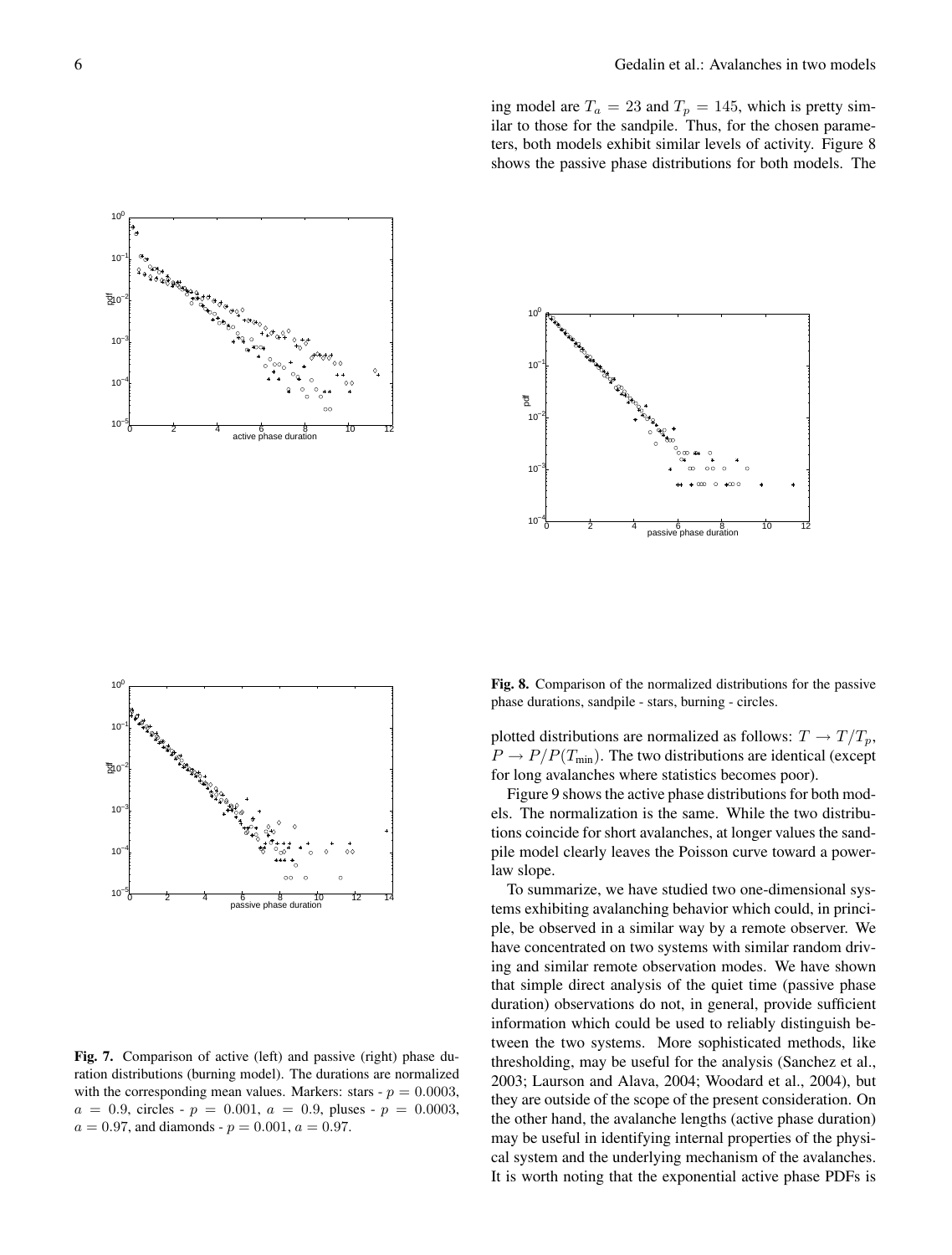ing model are $T_a = 23$ and $T_p = 145$, which is pretty similar to those for the sandpile. Thus, for the chosen parameters, both models exhibit similar levels of activity. Figure 8 shows the passive phase distributions for both models. The plotted distributions are normalized as follows: $T \to T/T_p$, $P \to P/P(T_{\min})$. The two distributions are identical (except for long avalanches where statistics becomes poor).

Fig. 7. Comparison of active (left) and passive (right) phase duration distributions (burning model). The durations are normalized with the corresponding mean values. Markers: stars - $p = 0.0003$, $a = 0.9$, circles - $p = 0.001$, $a = 0.9$, pluses - $p = 0.0003$, $a = 0.97$, and diamonds - $p = 0.001$, $a = 0.97$.

Fig. 8. Comparison of the normalized distributions for the passive phase durations, sandpile - stars, burning - circles.

Figure 9 shows the active phase distributions for both models. The normalization is the same. While the two distributions coincide for short avalanches, at longer values the sandpile model clearly leaves the Poisson curve toward a power-law slope.

To summarize, we have studied two one-dimensional systems exhibiting avalanching behavior which could, in principle, be observed in a similar way by a remote observer. We have concentrated on two systems with similar random driving and similar remote observation modes. We have shown that simple direct analysis of the quiet time (passive phase duration) observations do not, in general, provide sufficient information which could be used to reliably distinguish between the two systems. More sophisticated methods, like thresholding, may be useful for the analysis (Sanchez et al., 2003; Laurson and Alava, 2004; Woodard et al., 2004), but they are outside of the scope of the present consideration. On the other hand, the avalanche lengths (active phase duration) may be useful in identifying internal properties of the physical system and the underlying mechanism of the avalanches. It is worth noting that the exponential active phase PDFs is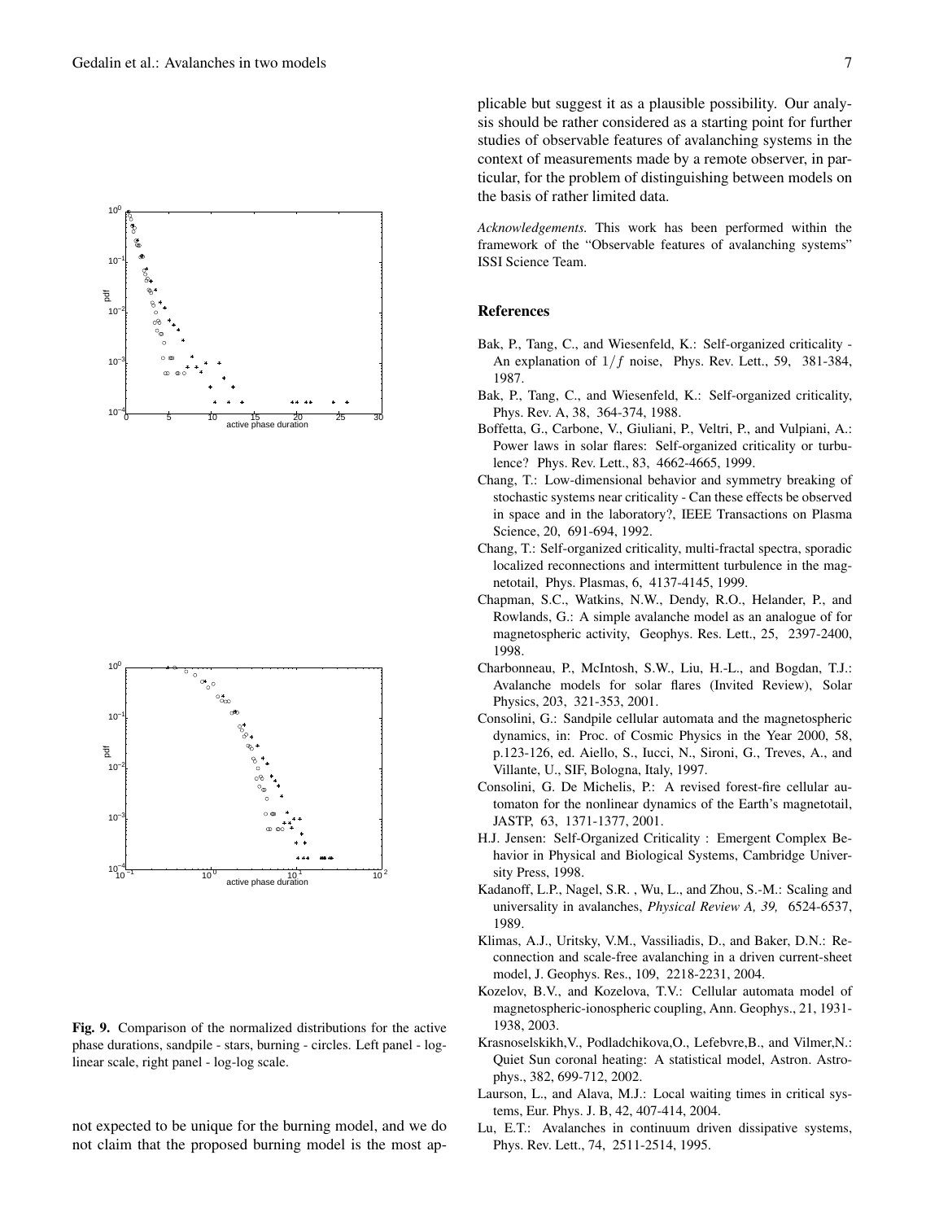Fig. 9. Comparison of the normalized distributions for the active phase durations, sandpile - stars, burning - circles. Left panel - log-linear scale, right panel - log-log scale.

not expected to be unique for the burning model, and we do not claim that the proposed burning model is the most applicable but suggest it as a plausible possibility. Our analysis should be rather considered as a starting point for further studies of observable features of avalanching systems in the context of measurements made by a remote observer, in particular, for the problem of distinguishing between models on the basis of rather limited data.

*Acknowledgements.* This work has been performed within the framework of the "Observable features of avalanching systems" ISSI Science Team.

## References

Bak, P., Tang, C., and Wiesenfeld, K.: Self-organized criticality - An explanation of $1/f$ noise, Phys. Rev. Lett., 59, 381-384, 1987.

Bak, P., Tang, C., and Wiesenfeld, K.: Self-organized criticality, Phys. Rev. A, 38, 364-374, 1988.

Boffetta, G., Carbone, V., Giuliani, P., Veltri, P., and Vulpiani, A.: Power laws in solar flares: Self-organized criticality or turbulence? Phys. Rev. Lett., 83, 4662-4665, 1999.

Chang, T.: Low-dimensional behavior and symmetry breaking of stochastic systems near criticality - Can these effects be observed in space and in the laboratory?, IEEE Transactions on Plasma Science, 20, 691-694, 1992.

Chang, T.: Self-organized criticality, multi-fractal spectra, sporadic localized reconnections and intermittent turbulence in the magnetotail, Phys. Plasmas, 6, 4137-4145, 1999.

Chapman, S.C., Watkins, N.W., Dendy, R.O., Helander, P., and Rowlands, G.: A simple avalanche model as an analogue of for magnetospheric activity, Geophys. Res. Lett., 25, 2397-2400, 1998.

Charbonneau, P., McIntosh, S.W., Liu, H.-L., and Bogdan, T.J.: Avalanche models for solar flares (Invited Review), Solar Physics, 203, 321-353, 2001.

Consolini, G.: Sandpile cellular automata and the magnetospheric dynamics, in: Proc. of Cosmic Physics in the Year 2000, 58, p.123-126, ed. Aiello, S., Iucci, N., Sironi, G., Treves, A., and Villante, U., SIF, Bologna, Italy, 1997.

Consolini, G. De Michelis, P.: A revised forest-fire cellular automaton for the nonlinear dynamics of the Earth's magnetotail, JASTP, 63, 1371-1377, 2001.

H.J. Jensen: Self-Organized Criticality : Emergent Complex Behavior in Physical and Biological Systems, Cambridge University Press, 1998.

Kadanoff, L.P., Nagel, S.R. , Wu, L., and Zhou, S.-M.: Scaling and universality in avalanches, *Physical Review A, 39,* 6524-6537, 1989.

Klimas, A.J., Uritsky, V.M., Vassiliadis, D., and Baker, D.N.: Reconnection and scale-free avalanching in a driven current-sheet model, J. Geophys. Res., 109, 2218-2231, 2004.

Kozelov, B.V., and Kozelova, T.V.: Cellular automata model of magnetospheric-ionospheric coupling, Ann. Geophys., 21, 1931-1938, 2003.

Krasnoselskikh,V., Podladchikova,O., Lefebvre,B., and Vilmer,N.: Quiet Sun coronal heating: A statistical model, Astron. Astrophys., 382, 699-712, 2002.

Laurson, L., and Alava, M.J.: Local waiting times in critical systems, Eur. Phys. J. B, 42, 407-414, 2004.

Lu, E.T.: Avalanches in continuum driven dissipative systems, Phys. Rev. Lett., 74, 2511-2514, 1995.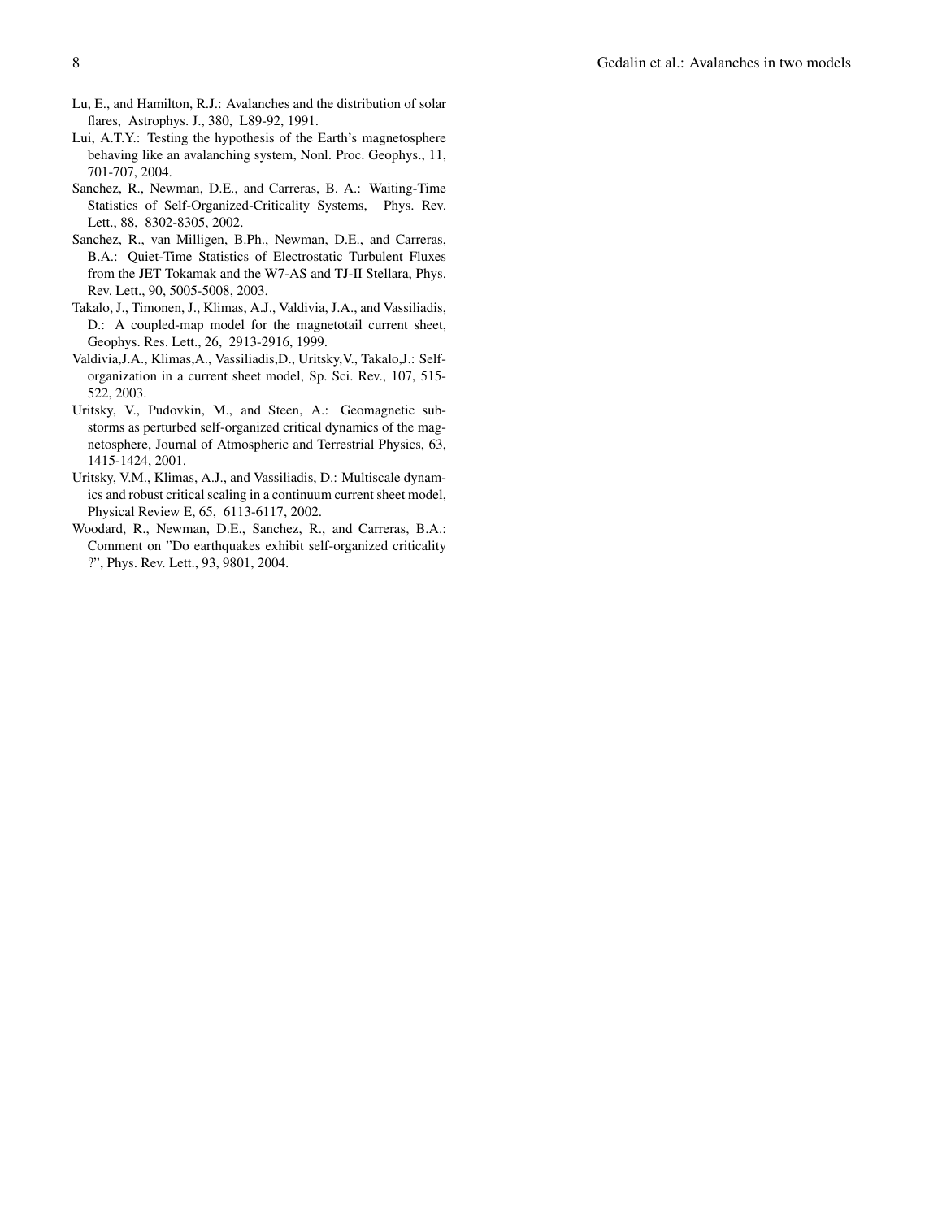Lu, E., and Hamilton, R.J.: Avalanches and the distribution of solar flares, Astrophys. J., 380, L89-92, 1991.

Lui, A.T.Y.: Testing the hypothesis of the Earth's magnetosphere behaving like an avalanching system, Nonl. Proc. Geophys., 11, 701-707, 2004.

Sanchez, R., Newman, D.E., and Carreras, B. A.: Waiting-Time Statistics of Self-Organized-Criticality Systems, Phys. Rev. Lett., 88, 8302-8305, 2002.

Sanchez, R., van Milligen, B.Ph., Newman, D.E., and Carreras, B.A.: Quiet-Time Statistics of Electrostatic Turbulent Fluxes from the JET Tokamak and the W7-AS and TJ-II Stellara, Phys. Rev. Lett., 90, 5005-5008, 2003.

Takalo, J., Timonen, J., Klimas, A.J., Valdivia, J.A., and Vassiliadis, D.: A coupled-map model for the magnetotail current sheet, Geophys. Res. Lett., 26, 2913-2916, 1999.

Valdivia,J.A., Klimas,A., Vassiliadis,D., Uritsky,V., Takalo,J.: Self-organization in a current sheet model, Sp. Sci. Rev., 107, 515-522, 2003.

Uritsky, V., Pudovkin, M., and Steen, A.: Geomagnetic substorms as perturbed self-organized critical dynamics of the magnetosphere, Journal of Atmospheric and Terrestrial Physics, 63, 1415-1424, 2001.

Uritsky, V.M., Klimas, A.J., and Vassiliadis, D.: Multiscale dynamics and robust critical scaling in a continuum current sheet model, Physical Review E, 65, 6113-6117, 2002.

Woodard, R., Newman, D.E., Sanchez, R., and Carreras, B.A.: Comment on "Do earthquakes exhibit self-organized criticality ?", Phys. Rev. Lett., 93, 9801, 2004.